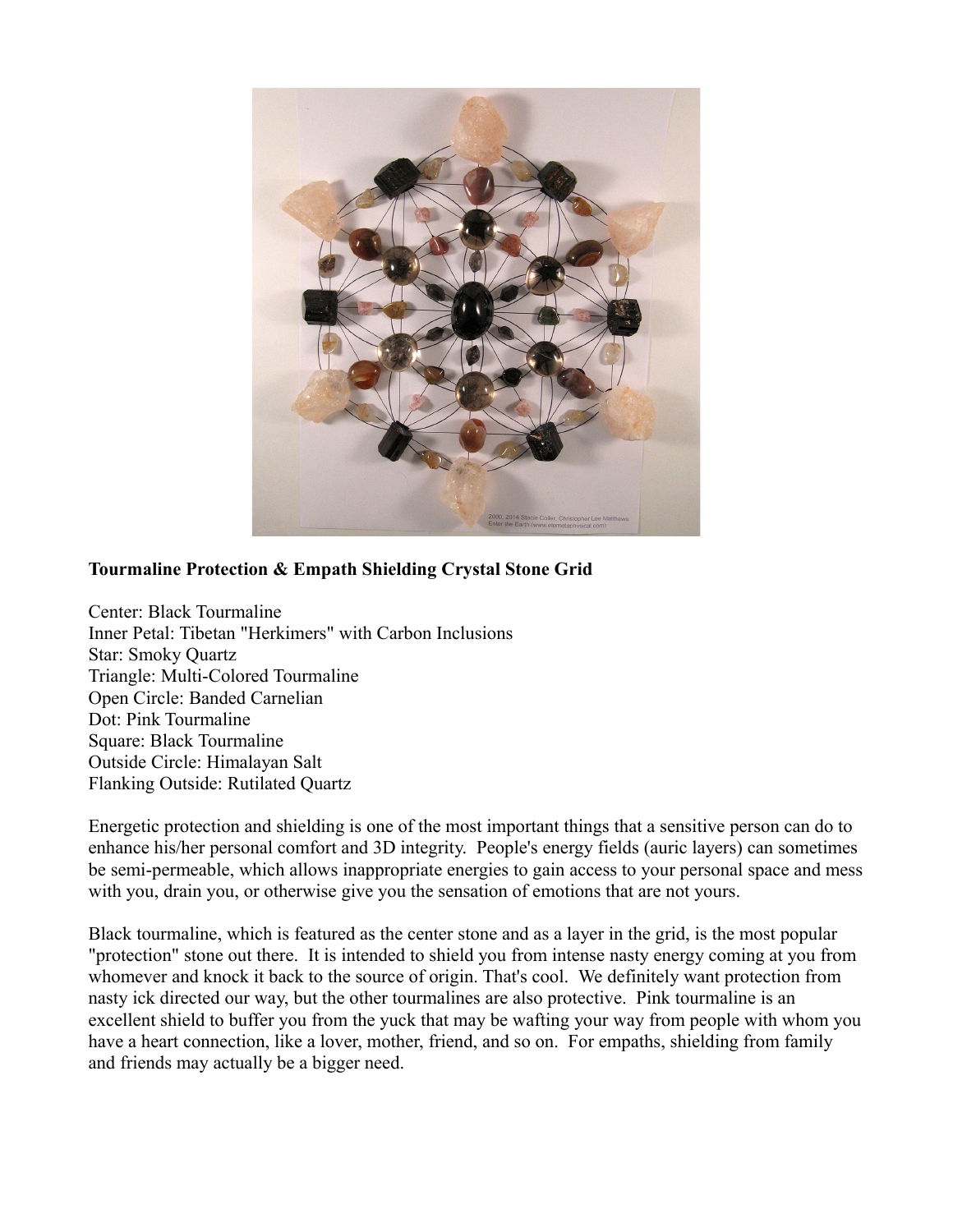**Tourmaline Protection & Empath Shielding Crystal Stone Grid**

Center: Black Tourmaline
Inner Petal: Tibetan "Herkimers" with Carbon Inclusions
Star: Smoky Quartz
Triangle: Multi-Colored Tourmaline
Open Circle: Banded Carnelian
Dot: Pink Tourmaline
Square: Black Tourmaline
Outside Circle: Himalayan Salt
Flanking Outside: Rutilated Quartz

Energetic protection and shielding is one of the most important things that a sensitive person can do to enhance his/her personal comfort and 3D integrity. People's energy fields (auric layers) can sometimes be semi-permeable, which allows inappropriate energies to gain access to your personal space and mess with you, drain you, or otherwise give you the sensation of emotions that are not yours.

Black tourmaline, which is featured as the center stone and as a layer in the grid, is the most popular "protection" stone out there. It is intended to shield you from intense nasty energy coming at you from whomever and knock it back to the source of origin. That's cool. We definitely want protection from nasty ick directed our way, but the other tourmalines are also protective. Pink tourmaline is an excellent shield to buffer you from the yuck that may be wafting your way from people with whom you have a heart connection, like a lover, mother, friend, and so on. For empaths, shielding from family and friends may actually be a bigger need.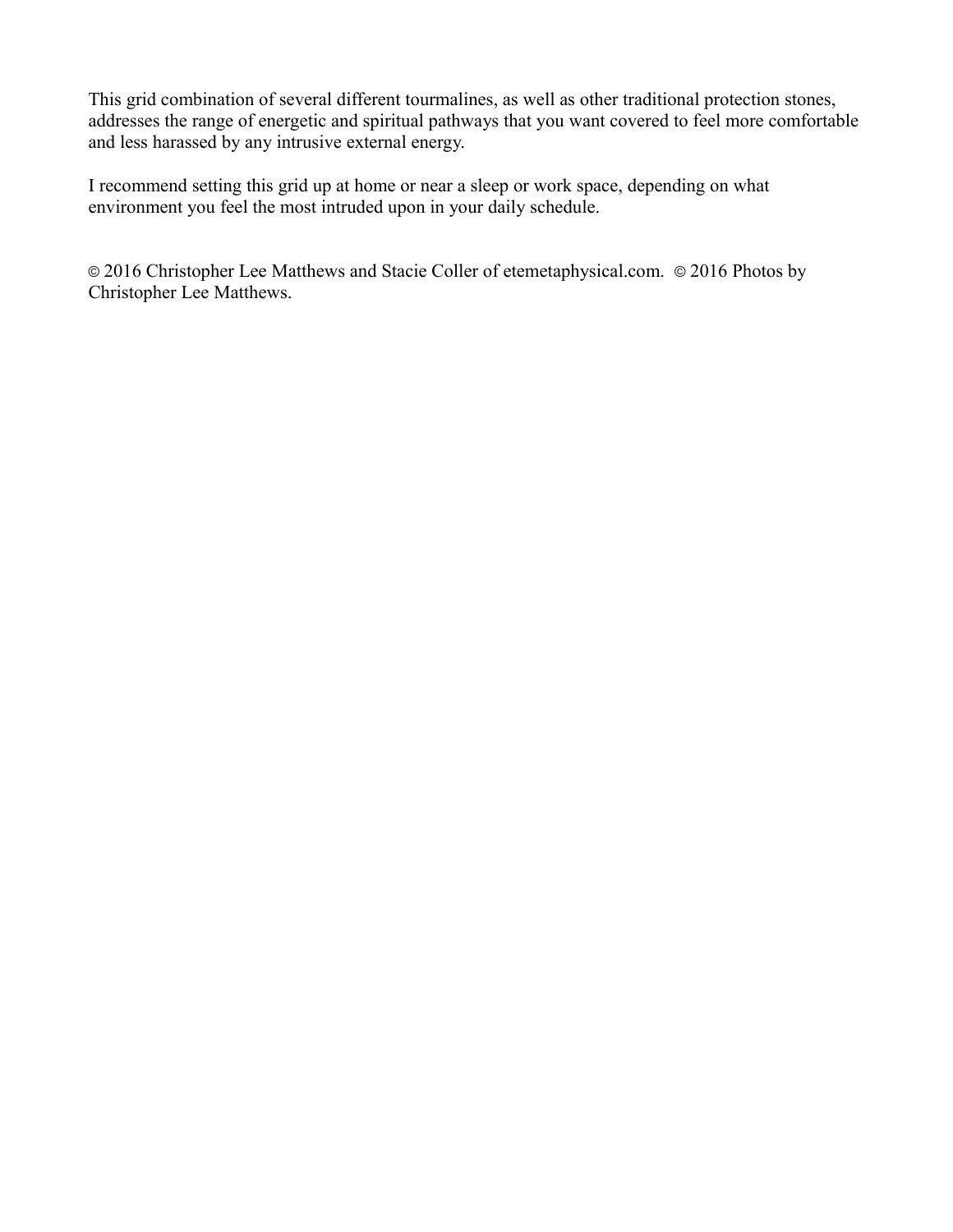This grid combination of several different tourmalines, as well as other traditional protection stones, addresses the range of energetic and spiritual pathways that you want covered to feel more comfortable and less harassed by any intrusive external energy.

I recommend setting this grid up at home or near a sleep or work space, depending on what environment you feel the most intruded upon in your daily schedule.

© 2016 Christopher Lee Matthews and Stacie Coller of etemetaphysical.com. © 2016 Photos by Christopher Lee Matthews.